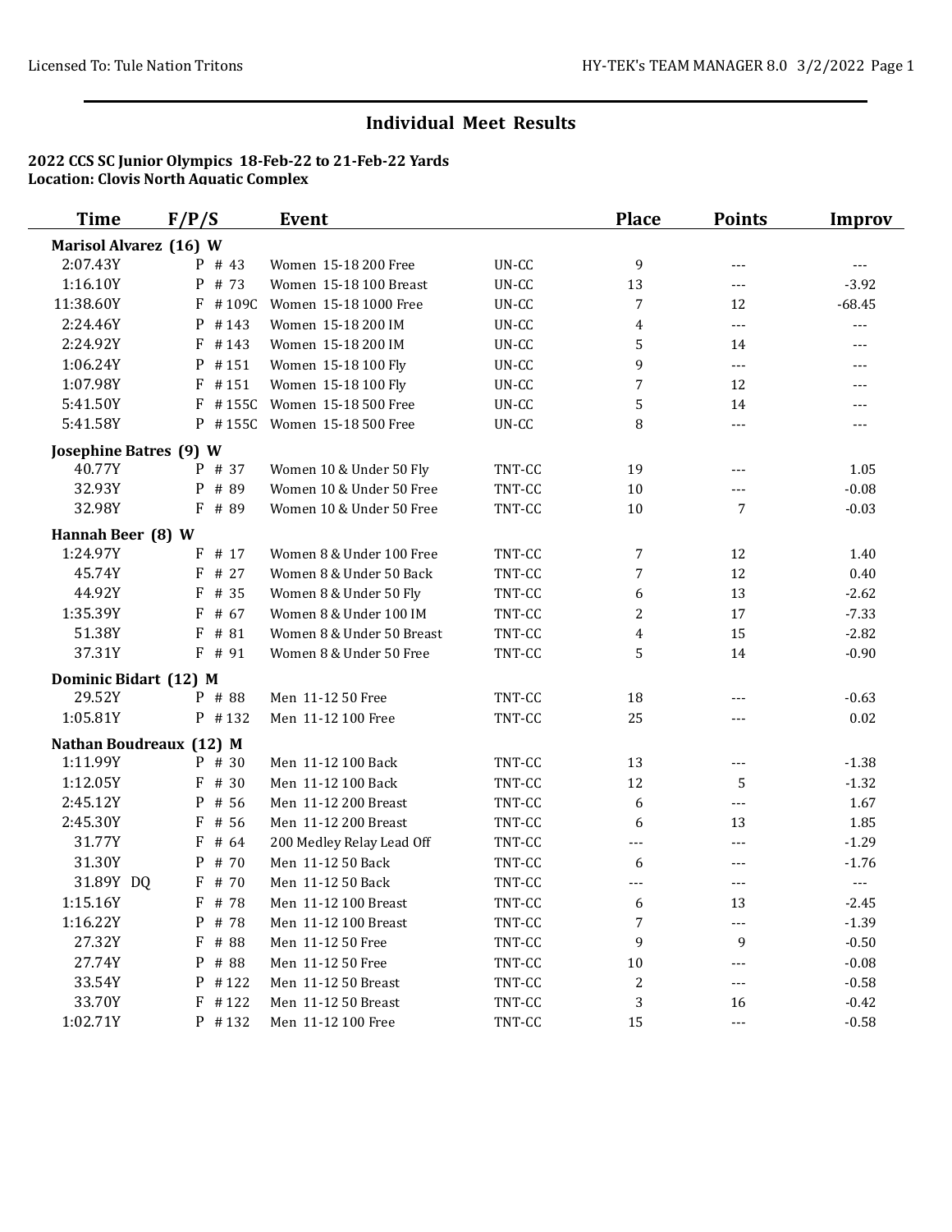## Individual Meet Results

**2022 CCS SC Junior Olympics 18-Feb-22 to 21-Feb-22 Yards**
**Location: Clovis North Aquatic Complex**

| Time | F/P/S | Event | | Place | Points | Improv |
|---|---|---|---|---|---|---|
| **Marisol Alvarez (16) W** | | | | | | |
| 2:07.43Y | P # 43 | Women 15-18 200 Free | UN-CC | 9 | --- | --- |
| 1:16.10Y | P # 73 | Women 15-18 100 Breast | UN-CC | 13 | --- | -3.92 |
| 11:38.60Y | F # 109C | Women 15-18 1000 Free | UN-CC | 7 | 12 | -68.45 |
| 2:24.46Y | P # 143 | Women 15-18 200 IM | UN-CC | 4 | --- | --- |
| 2:24.92Y | F # 143 | Women 15-18 200 IM | UN-CC | 5 | 14 | --- |
| 1:06.24Y | P # 151 | Women 15-18 100 Fly | UN-CC | 9 | --- | --- |
| 1:07.98Y | F # 151 | Women 15-18 100 Fly | UN-CC | 7 | 12 | --- |
| 5:41.50Y | F # 155C | Women 15-18 500 Free | UN-CC | 5 | 14 | --- |
| 5:41.58Y | P # 155C | Women 15-18 500 Free | UN-CC | 8 | --- | --- |
| **Josephine Batres (9) W** | | | | | | |
| 40.77Y | P # 37 | Women 10 & Under 50 Fly | TNT-CC | 19 | --- | 1.05 |
| 32.93Y | P # 89 | Women 10 & Under 50 Free | TNT-CC | 10 | --- | -0.08 |
| 32.98Y | F # 89 | Women 10 & Under 50 Free | TNT-CC | 10 | 7 | -0.03 |
| **Hannah Beer (8) W** | | | | | | |
| 1:24.97Y | F # 17 | Women 8 & Under 100 Free | TNT-CC | 7 | 12 | 1.40 |
| 45.74Y | F # 27 | Women 8 & Under 50 Back | TNT-CC | 7 | 12 | 0.40 |
| 44.92Y | F # 35 | Women 8 & Under 50 Fly | TNT-CC | 6 | 13 | -2.62 |
| 1:35.39Y | F # 67 | Women 8 & Under 100 IM | TNT-CC | 2 | 17 | -7.33 |
| 51.38Y | F # 81 | Women 8 & Under 50 Breast | TNT-CC | 4 | 15 | -2.82 |
| 37.31Y | F # 91 | Women 8 & Under 50 Free | TNT-CC | 5 | 14 | -0.90 |
| **Dominic Bidart (12) M** | | | | | | |
| 29.52Y | P # 88 | Men 11-12 50 Free | TNT-CC | 18 | --- | -0.63 |
| 1:05.81Y | P # 132 | Men 11-12 100 Free | TNT-CC | 25 | --- | 0.02 |
| **Nathan Boudreaux (12) M** | | | | | | |
| 1:11.99Y | P # 30 | Men 11-12 100 Back | TNT-CC | 13 | --- | -1.38 |
| 1:12.05Y | F # 30 | Men 11-12 100 Back | TNT-CC | 12 | 5 | -1.32 |
| 2:45.12Y | P # 56 | Men 11-12 200 Breast | TNT-CC | 6 | --- | 1.67 |
| 2:45.30Y | F # 56 | Men 11-12 200 Breast | TNT-CC | 6 | 13 | 1.85 |
| 31.77Y | F # 64 | 200 Medley Relay Lead Off | TNT-CC | --- | --- | -1.29 |
| 31.30Y | P # 70 | Men 11-12 50 Back | TNT-CC | 6 | --- | -1.76 |
| 31.89Y DQ | F # 70 | Men 11-12 50 Back | TNT-CC | --- | --- | --- |
| 1:15.16Y | F # 78 | Men 11-12 100 Breast | TNT-CC | 6 | 13 | -2.45 |
| 1:16.22Y | P # 78 | Men 11-12 100 Breast | TNT-CC | 7 | --- | -1.39 |
| 27.32Y | F # 88 | Men 11-12 50 Free | TNT-CC | 9 | 9 | -0.50 |
| 27.74Y | P # 88 | Men 11-12 50 Free | TNT-CC | 10 | --- | -0.08 |
| 33.54Y | P # 122 | Men 11-12 50 Breast | TNT-CC | 2 | --- | -0.58 |
| 33.70Y | F # 122 | Men 11-12 50 Breast | TNT-CC | 3 | 16 | -0.42 |
| 1:02.71Y | P # 132 | Men 11-12 100 Free | TNT-CC | 15 | --- | -0.58 |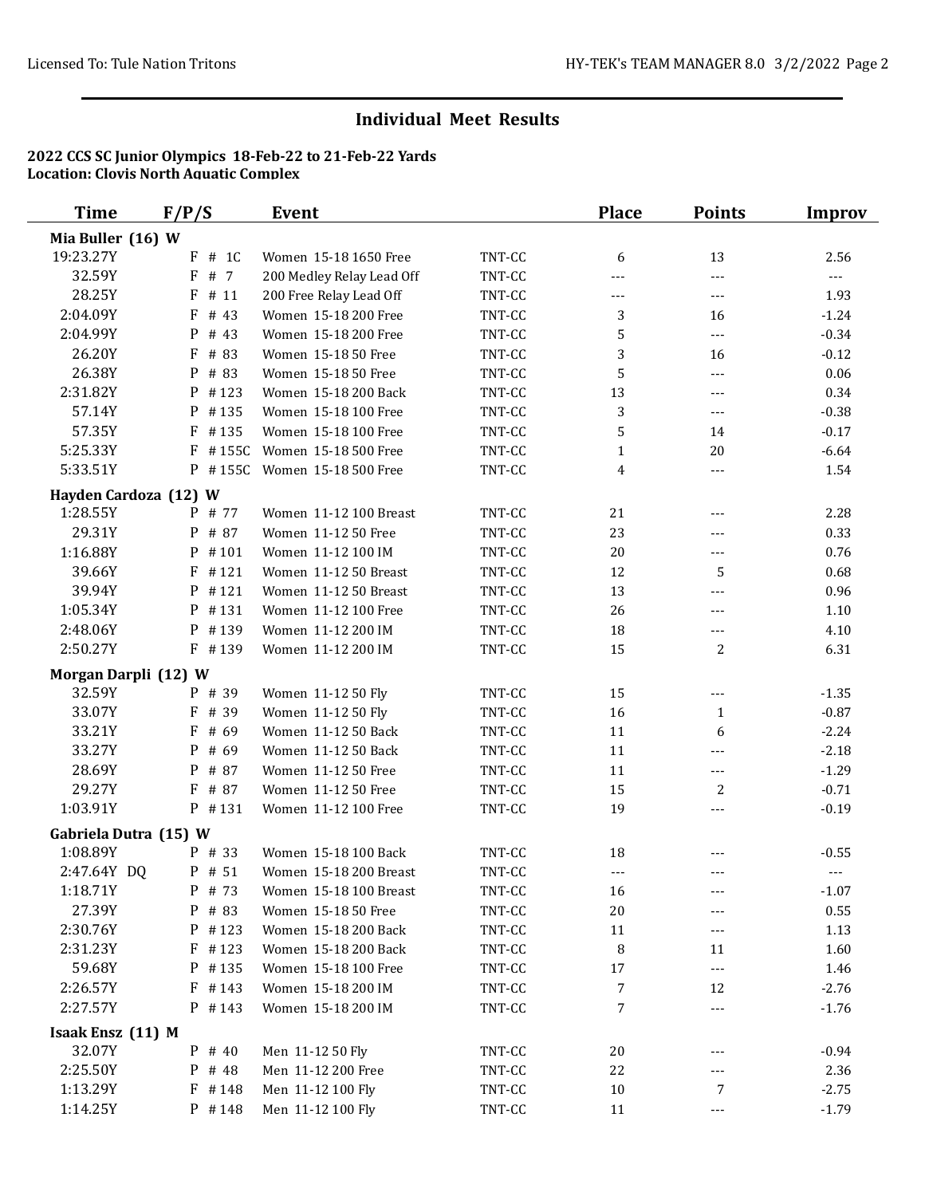## Individual Meet Results

**2022 CCS SC Junior Olympics 18-Feb-22 to 21-Feb-22 Yards**
**Location: Clovis North Aquatic Complex**

| Time | F/P/S | Event | | Place | Points | Improv |
|---|---|---|---|---|---|---|
| **Mia Buller (16) W** | | | | | | |
| 19:23.27Y | F # 1C | Women 15-18 1650 Free | TNT-CC | 6 | 13 | 2.56 |
| 32.59Y | F # 7 | 200 Medley Relay Lead Off | TNT-CC | --- | --- | --- |
| 28.25Y | F # 11 | 200 Free Relay Lead Off | TNT-CC | --- | --- | 1.93 |
| 2:04.09Y | F # 43 | Women 15-18 200 Free | TNT-CC | 3 | 16 | -1.24 |
| 2:04.99Y | P # 43 | Women 15-18 200 Free | TNT-CC | 5 | --- | -0.34 |
| 26.20Y | F # 83 | Women 15-18 50 Free | TNT-CC | 3 | 16 | -0.12 |
| 26.38Y | P # 83 | Women 15-18 50 Free | TNT-CC | 5 | --- | 0.06 |
| 2:31.82Y | P # 123 | Women 15-18 200 Back | TNT-CC | 13 | --- | 0.34 |
| 57.14Y | P # 135 | Women 15-18 100 Free | TNT-CC | 3 | --- | -0.38 |
| 57.35Y | F # 135 | Women 15-18 100 Free | TNT-CC | 5 | 14 | -0.17 |
| 5:25.33Y | F # 155C | Women 15-18 500 Free | TNT-CC | 1 | 20 | -6.64 |
| 5:33.51Y | P # 155C | Women 15-18 500 Free | TNT-CC | 4 | --- | 1.54 |
| **Hayden Cardoza (12) W** | | | | | | |
| 1:28.55Y | P # 77 | Women 11-12 100 Breast | TNT-CC | 21 | --- | 2.28 |
| 29.31Y | P # 87 | Women 11-12 50 Free | TNT-CC | 23 | --- | 0.33 |
| 1:16.88Y | P # 101 | Women 11-12 100 IM | TNT-CC | 20 | --- | 0.76 |
| 39.66Y | F # 121 | Women 11-12 50 Breast | TNT-CC | 12 | 5 | 0.68 |
| 39.94Y | P # 121 | Women 11-12 50 Breast | TNT-CC | 13 | --- | 0.96 |
| 1:05.34Y | P # 131 | Women 11-12 100 Free | TNT-CC | 26 | --- | 1.10 |
| 2:48.06Y | P # 139 | Women 11-12 200 IM | TNT-CC | 18 | --- | 4.10 |
| 2:50.27Y | F # 139 | Women 11-12 200 IM | TNT-CC | 15 | 2 | 6.31 |
| **Morgan Darpli (12) W** | | | | | | |
| 32.59Y | P # 39 | Women 11-12 50 Fly | TNT-CC | 15 | --- | -1.35 |
| 33.07Y | F # 39 | Women 11-12 50 Fly | TNT-CC | 16 | 1 | -0.87 |
| 33.21Y | F # 69 | Women 11-12 50 Back | TNT-CC | 11 | 6 | -2.24 |
| 33.27Y | P # 69 | Women 11-12 50 Back | TNT-CC | 11 | --- | -2.18 |
| 28.69Y | P # 87 | Women 11-12 50 Free | TNT-CC | 11 | --- | -1.29 |
| 29.27Y | F # 87 | Women 11-12 50 Free | TNT-CC | 15 | 2 | -0.71 |
| 1:03.91Y | P # 131 | Women 11-12 100 Free | TNT-CC | 19 | --- | -0.19 |
| **Gabriela Dutra (15) W** | | | | | | |
| 1:08.89Y | P # 33 | Women 15-18 100 Back | TNT-CC | 18 | --- | -0.55 |
| 2:47.64Y DQ | P # 51 | Women 15-18 200 Breast | TNT-CC | --- | --- | --- |
| 1:18.71Y | P # 73 | Women 15-18 100 Breast | TNT-CC | 16 | --- | -1.07 |
| 27.39Y | P # 83 | Women 15-18 50 Free | TNT-CC | 20 | --- | 0.55 |
| 2:30.76Y | P # 123 | Women 15-18 200 Back | TNT-CC | 11 | --- | 1.13 |
| 2:31.23Y | F # 123 | Women 15-18 200 Back | TNT-CC | 8 | 11 | 1.60 |
| 59.68Y | P # 135 | Women 15-18 100 Free | TNT-CC | 17 | --- | 1.46 |
| 2:26.57Y | F # 143 | Women 15-18 200 IM | TNT-CC | 7 | 12 | -2.76 |
| 2:27.57Y | P # 143 | Women 15-18 200 IM | TNT-CC | 7 | --- | -1.76 |
| **Isaak Ensz (11) M** | | | | | | |
| 32.07Y | P # 40 | Men 11-12 50 Fly | TNT-CC | 20 | --- | -0.94 |
| 2:25.50Y | P # 48 | Men 11-12 200 Free | TNT-CC | 22 | --- | 2.36 |
| 1:13.29Y | F # 148 | Men 11-12 100 Fly | TNT-CC | 10 | 7 | -2.75 |
| 1:14.25Y | P # 148 | Men 11-12 100 Fly | TNT-CC | 11 | --- | -1.79 |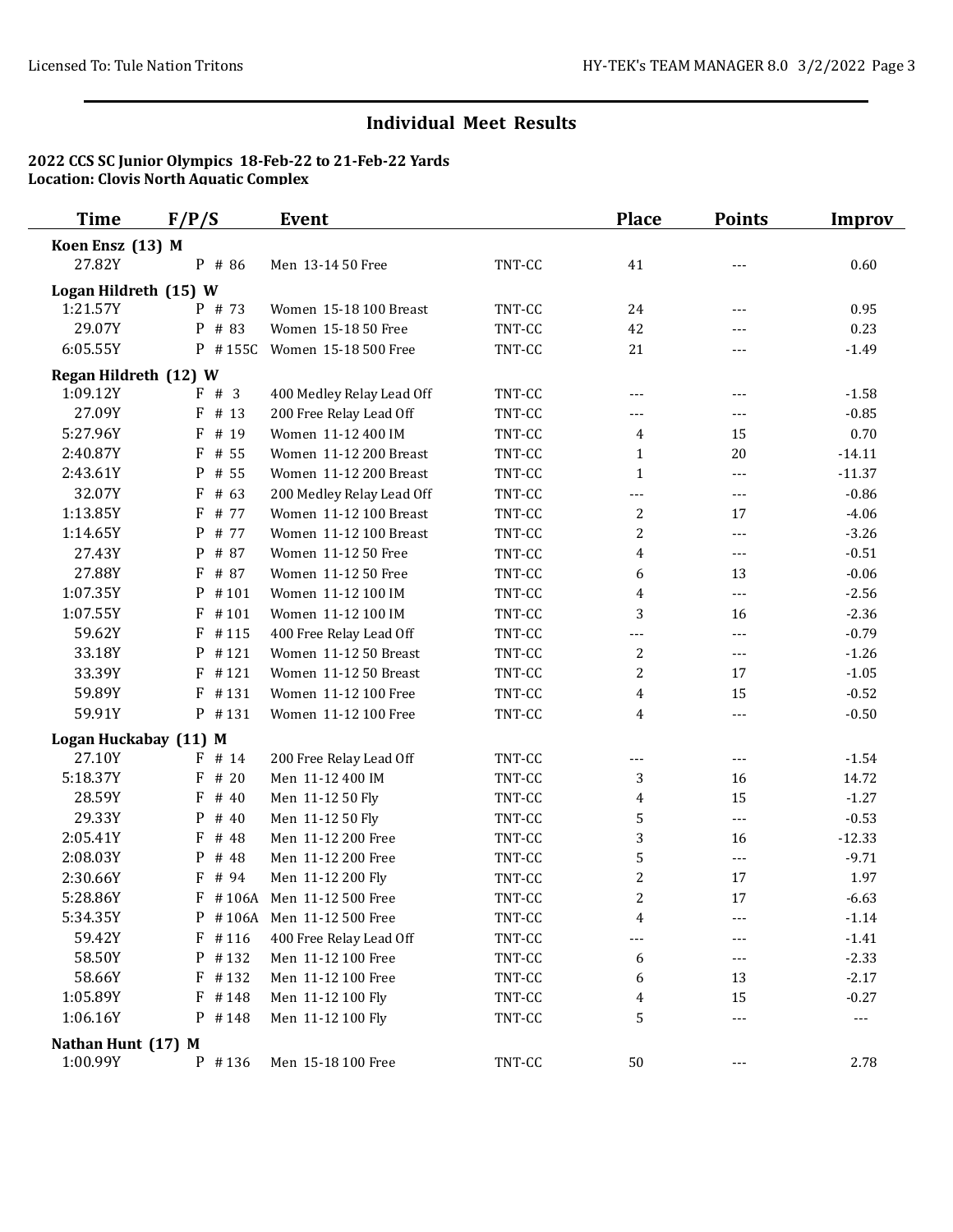## Individual Meet Results

**2022 CCS SC Junior Olympics 18-Feb-22 to 21-Feb-22 Yards**
**Location: Clovis North Aquatic Complex**

| Time | F/P/S | Event | | Place | Points | Improv |
|---|---|---|---|---|---|---|
| **Koen Ensz (13) M** | | | | | | |
| 27.82Y | P # 86 | Men 13-14 50 Free | TNT-CC | 41 | --- | 0.60 |
| **Logan Hildreth (15) W** | | | | | | |
| 1:21.57Y | P # 73 | Women 15-18 100 Breast | TNT-CC | 24 | --- | 0.95 |
| 29.07Y | P # 83 | Women 15-18 50 Free | TNT-CC | 42 | --- | 0.23 |
| 6:05.55Y | P # 155C | Women 15-18 500 Free | TNT-CC | 21 | --- | -1.49 |
| **Regan Hildreth (12) W** | | | | | | |
| 1:09.12Y | F # 3 | 400 Medley Relay Lead Off | TNT-CC | --- | --- | -1.58 |
| 27.09Y | F # 13 | 200 Free Relay Lead Off | TNT-CC | --- | --- | -0.85 |
| 5:27.96Y | F # 19 | Women 11-12 400 IM | TNT-CC | 4 | 15 | 0.70 |
| 2:40.87Y | F # 55 | Women 11-12 200 Breast | TNT-CC | 1 | 20 | -14.11 |
| 2:43.61Y | P # 55 | Women 11-12 200 Breast | TNT-CC | 1 | --- | -11.37 |
| 32.07Y | F # 63 | 200 Medley Relay Lead Off | TNT-CC | --- | --- | -0.86 |
| 1:13.85Y | F # 77 | Women 11-12 100 Breast | TNT-CC | 2 | 17 | -4.06 |
| 1:14.65Y | P # 77 | Women 11-12 100 Breast | TNT-CC | 2 | --- | -3.26 |
| 27.43Y | P # 87 | Women 11-12 50 Free | TNT-CC | 4 | --- | -0.51 |
| 27.88Y | F # 87 | Women 11-12 50 Free | TNT-CC | 6 | 13 | -0.06 |
| 1:07.35Y | P # 101 | Women 11-12 100 IM | TNT-CC | 4 | --- | -2.56 |
| 1:07.55Y | F # 101 | Women 11-12 100 IM | TNT-CC | 3 | 16 | -2.36 |
| 59.62Y | F # 115 | 400 Free Relay Lead Off | TNT-CC | --- | --- | -0.79 |
| 33.18Y | P # 121 | Women 11-12 50 Breast | TNT-CC | 2 | --- | -1.26 |
| 33.39Y | F # 121 | Women 11-12 50 Breast | TNT-CC | 2 | 17 | -1.05 |
| 59.89Y | F # 131 | Women 11-12 100 Free | TNT-CC | 4 | 15 | -0.52 |
| 59.91Y | P # 131 | Women 11-12 100 Free | TNT-CC | 4 | --- | -0.50 |
| **Logan Huckabay (11) M** | | | | | | |
| 27.10Y | F # 14 | 200 Free Relay Lead Off | TNT-CC | --- | --- | -1.54 |
| 5:18.37Y | F # 20 | Men 11-12 400 IM | TNT-CC | 3 | 16 | 14.72 |
| 28.59Y | F # 40 | Men 11-12 50 Fly | TNT-CC | 4 | 15 | -1.27 |
| 29.33Y | P # 40 | Men 11-12 50 Fly | TNT-CC | 5 | --- | -0.53 |
| 2:05.41Y | F # 48 | Men 11-12 200 Free | TNT-CC | 3 | 16 | -12.33 |
| 2:08.03Y | P # 48 | Men 11-12 200 Free | TNT-CC | 5 | --- | -9.71 |
| 2:30.66Y | F # 94 | Men 11-12 200 Fly | TNT-CC | 2 | 17 | 1.97 |
| 5:28.86Y | F # 106A | Men 11-12 500 Free | TNT-CC | 2 | 17 | -6.63 |
| 5:34.35Y | P # 106A | Men 11-12 500 Free | TNT-CC | 4 | --- | -1.14 |
| 59.42Y | F # 116 | 400 Free Relay Lead Off | TNT-CC | --- | --- | -1.41 |
| 58.50Y | P # 132 | Men 11-12 100 Free | TNT-CC | 6 | --- | -2.33 |
| 58.66Y | F # 132 | Men 11-12 100 Free | TNT-CC | 6 | 13 | -2.17 |
| 1:05.89Y | F # 148 | Men 11-12 100 Fly | TNT-CC | 4 | 15 | -0.27 |
| 1:06.16Y | P # 148 | Men 11-12 100 Fly | TNT-CC | 5 | --- | --- |
| **Nathan Hunt (17) M** | | | | | | |
| 1:00.99Y | P # 136 | Men 15-18 100 Free | TNT-CC | 50 | --- | 2.78 |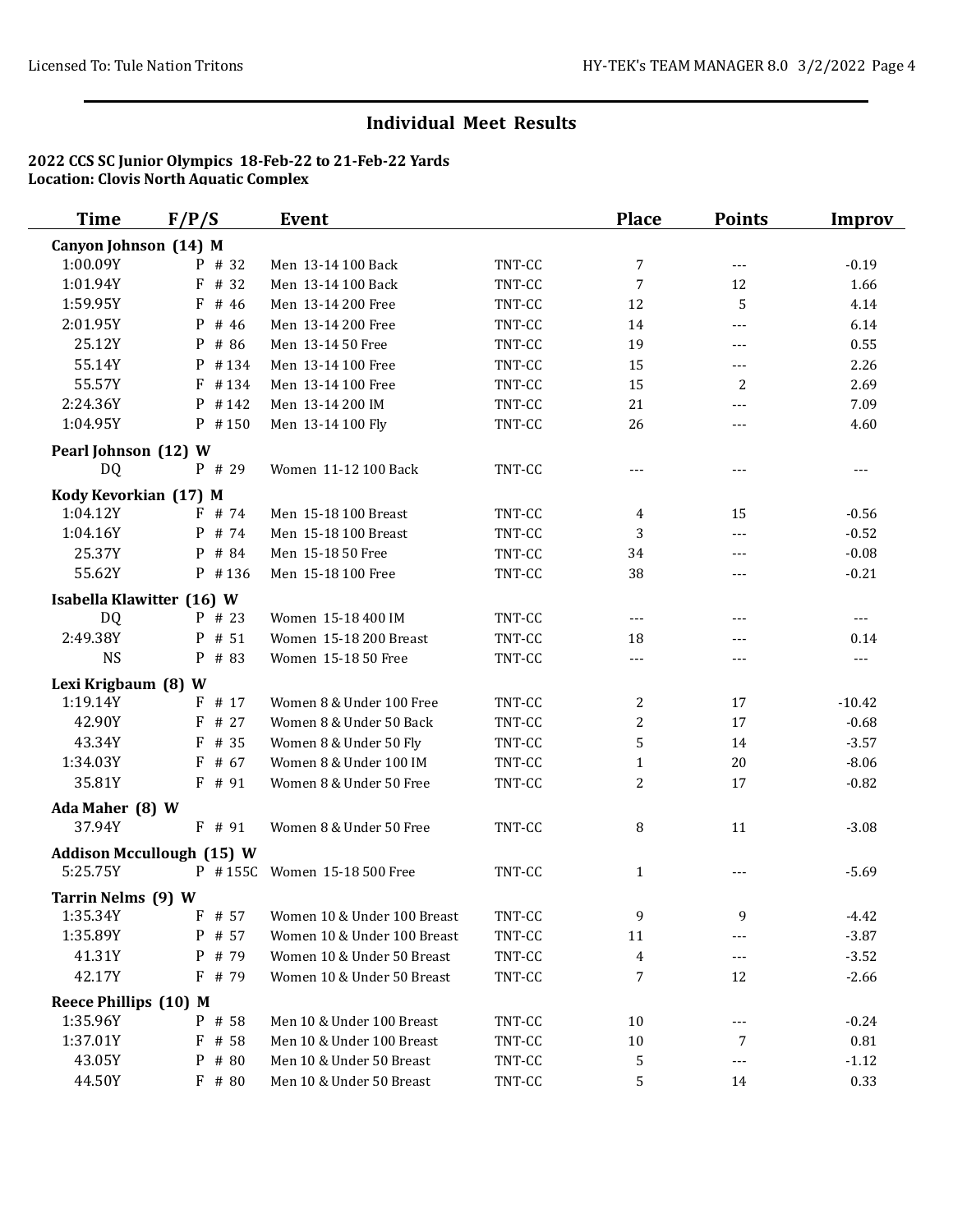## Individual Meet Results

**2022 CCS SC Junior Olympics 18-Feb-22 to 21-Feb-22 Yards**
**Location: Clovis North Aquatic Complex**

| Time | F/P/S | Event | | Place | Points | Improv |
|---|---|---|---|---|---|---|
| **Canyon Johnson (14) M** | | | | | | |
| 1:00.09Y | P # 32 | Men 13-14 100 Back | TNT-CC | 7 | --- | -0.19 |
| 1:01.94Y | F # 32 | Men 13-14 100 Back | TNT-CC | 7 | 12 | 1.66 |
| 1:59.95Y | F # 46 | Men 13-14 200 Free | TNT-CC | 12 | 5 | 4.14 |
| 2:01.95Y | P # 46 | Men 13-14 200 Free | TNT-CC | 14 | --- | 6.14 |
| 25.12Y | P # 86 | Men 13-14 50 Free | TNT-CC | 19 | --- | 0.55 |
| 55.14Y | P # 134 | Men 13-14 100 Free | TNT-CC | 15 | --- | 2.26 |
| 55.57Y | F # 134 | Men 13-14 100 Free | TNT-CC | 15 | 2 | 2.69 |
| 2:24.36Y | P # 142 | Men 13-14 200 IM | TNT-CC | 21 | --- | 7.09 |
| 1:04.95Y | P # 150 | Men 13-14 100 Fly | TNT-CC | 26 | --- | 4.60 |
| **Pearl Johnson (12) W** | | | | | | |
| DQ | P # 29 | Women 11-12 100 Back | TNT-CC | --- | --- | --- |
| **Kody Kevorkian (17) M** | | | | | | |
| 1:04.12Y | F # 74 | Men 15-18 100 Breast | TNT-CC | 4 | 15 | -0.56 |
| 1:04.16Y | P # 74 | Men 15-18 100 Breast | TNT-CC | 3 | --- | -0.52 |
| 25.37Y | P # 84 | Men 15-18 50 Free | TNT-CC | 34 | --- | -0.08 |
| 55.62Y | P # 136 | Men 15-18 100 Free | TNT-CC | 38 | --- | -0.21 |
| **Isabella Klawitter (16) W** | | | | | | |
| DQ | P # 23 | Women 15-18 400 IM | TNT-CC | --- | --- | --- |
| 2:49.38Y | P # 51 | Women 15-18 200 Breast | TNT-CC | 18 | --- | 0.14 |
| NS | P # 83 | Women 15-18 50 Free | TNT-CC | --- | --- | --- |
| **Lexi Krigbaum (8) W** | | | | | | |
| 1:19.14Y | F # 17 | Women 8 & Under 100 Free | TNT-CC | 2 | 17 | -10.42 |
| 42.90Y | F # 27 | Women 8 & Under 50 Back | TNT-CC | 2 | 17 | -0.68 |
| 43.34Y | F # 35 | Women 8 & Under 50 Fly | TNT-CC | 5 | 14 | -3.57 |
| 1:34.03Y | F # 67 | Women 8 & Under 100 IM | TNT-CC | 1 | 20 | -8.06 |
| 35.81Y | F # 91 | Women 8 & Under 50 Free | TNT-CC | 2 | 17 | -0.82 |
| **Ada Maher (8) W** | | | | | | |
| 37.94Y | F # 91 | Women 8 & Under 50 Free | TNT-CC | 8 | 11 | -3.08 |
| **Addison Mccullough (15) W** | | | | | | |
| 5:25.75Y | P # 155C | Women 15-18 500 Free | TNT-CC | 1 | --- | -5.69 |
| **Tarrin Nelms (9) W** | | | | | | |
| 1:35.34Y | F # 57 | Women 10 & Under 100 Breast | TNT-CC | 9 | 9 | -4.42 |
| 1:35.89Y | P # 57 | Women 10 & Under 100 Breast | TNT-CC | 11 | --- | -3.87 |
| 41.31Y | P # 79 | Women 10 & Under 50 Breast | TNT-CC | 4 | --- | -3.52 |
| 42.17Y | F # 79 | Women 10 & Under 50 Breast | TNT-CC | 7 | 12 | -2.66 |
| **Reece Phillips (10) M** | | | | | | |
| 1:35.96Y | P # 58 | Men 10 & Under 100 Breast | TNT-CC | 10 | --- | -0.24 |
| 1:37.01Y | F # 58 | Men 10 & Under 100 Breast | TNT-CC | 10 | 7 | 0.81 |
| 43.05Y | P # 80 | Men 10 & Under 50 Breast | TNT-CC | 5 | --- | -1.12 |
| 44.50Y | F # 80 | Men 10 & Under 50 Breast | TNT-CC | 5 | 14 | 0.33 |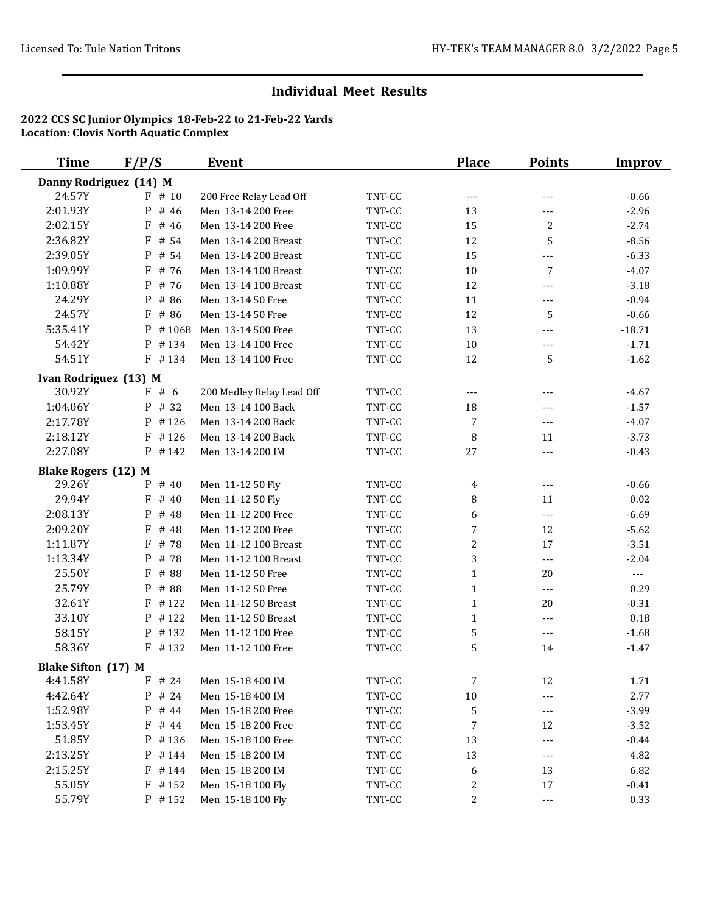## Individual Meet Results

**2022 CCS SC Junior Olympics 18-Feb-22 to 21-Feb-22 Yards**
**Location: Clovis North Aquatic Complex**

| Time | F/P/S | Event | | Place | Points | Improv |
|---|---|---|---|---|---|---|
| **Danny Rodriguez (14) M** | | | | | | |
| 24.57Y | F # 10 | 200 Free Relay Lead Off | TNT-CC | --- | --- | -0.66 |
| 2:01.93Y | P # 46 | Men 13-14 200 Free | TNT-CC | 13 | --- | -2.96 |
| 2:02.15Y | F # 46 | Men 13-14 200 Free | TNT-CC | 15 | 2 | -2.74 |
| 2:36.82Y | F # 54 | Men 13-14 200 Breast | TNT-CC | 12 | 5 | -8.56 |
| 2:39.05Y | P # 54 | Men 13-14 200 Breast | TNT-CC | 15 | --- | -6.33 |
| 1:09.99Y | F # 76 | Men 13-14 100 Breast | TNT-CC | 10 | 7 | -4.07 |
| 1:10.88Y | P # 76 | Men 13-14 100 Breast | TNT-CC | 12 | --- | -3.18 |
| 24.29Y | P # 86 | Men 13-14 50 Free | TNT-CC | 11 | --- | -0.94 |
| 24.57Y | F # 86 | Men 13-14 50 Free | TNT-CC | 12 | 5 | -0.66 |
| 5:35.41Y | P # 106B | Men 13-14 500 Free | TNT-CC | 13 | --- | -18.71 |
| 54.42Y | P # 134 | Men 13-14 100 Free | TNT-CC | 10 | --- | -1.71 |
| 54.51Y | F # 134 | Men 13-14 100 Free | TNT-CC | 12 | 5 | -1.62 |
| **Ivan Rodriguez (13) M** | | | | | | |
| 30.92Y | F # 6 | 200 Medley Relay Lead Off | TNT-CC | --- | --- | -4.67 |
| 1:04.06Y | P # 32 | Men 13-14 100 Back | TNT-CC | 18 | --- | -1.57 |
| 2:17.78Y | P # 126 | Men 13-14 200 Back | TNT-CC | 7 | --- | -4.07 |
| 2:18.12Y | F # 126 | Men 13-14 200 Back | TNT-CC | 8 | 11 | -3.73 |
| 2:27.08Y | P # 142 | Men 13-14 200 IM | TNT-CC | 27 | --- | -0.43 |
| **Blake Rogers (12) M** | | | | | | |
| 29.26Y | P # 40 | Men 11-12 50 Fly | TNT-CC | 4 | --- | -0.66 |
| 29.94Y | F # 40 | Men 11-12 50 Fly | TNT-CC | 8 | 11 | 0.02 |
| 2:08.13Y | P # 48 | Men 11-12 200 Free | TNT-CC | 6 | --- | -6.69 |
| 2:09.20Y | F # 48 | Men 11-12 200 Free | TNT-CC | 7 | 12 | -5.62 |
| 1:11.87Y | F # 78 | Men 11-12 100 Breast | TNT-CC | 2 | 17 | -3.51 |
| 1:13.34Y | P # 78 | Men 11-12 100 Breast | TNT-CC | 3 | --- | -2.04 |
| 25.50Y | F # 88 | Men 11-12 50 Free | TNT-CC | 1 | 20 | --- |
| 25.79Y | P # 88 | Men 11-12 50 Free | TNT-CC | 1 | --- | 0.29 |
| 32.61Y | F # 122 | Men 11-12 50 Breast | TNT-CC | 1 | 20 | -0.31 |
| 33.10Y | P # 122 | Men 11-12 50 Breast | TNT-CC | 1 | --- | 0.18 |
| 58.15Y | P # 132 | Men 11-12 100 Free | TNT-CC | 5 | --- | -1.68 |
| 58.36Y | F # 132 | Men 11-12 100 Free | TNT-CC | 5 | 14 | -1.47 |
| **Blake Sifton (17) M** | | | | | | |
| 4:41.58Y | F # 24 | Men 15-18 400 IM | TNT-CC | 7 | 12 | 1.71 |
| 4:42.64Y | P # 24 | Men 15-18 400 IM | TNT-CC | 10 | --- | 2.77 |
| 1:52.98Y | P # 44 | Men 15-18 200 Free | TNT-CC | 5 | --- | -3.99 |
| 1:53.45Y | F # 44 | Men 15-18 200 Free | TNT-CC | 7 | 12 | -3.52 |
| 51.85Y | P # 136 | Men 15-18 100 Free | TNT-CC | 13 | --- | -0.44 |
| 2:13.25Y | P # 144 | Men 15-18 200 IM | TNT-CC | 13 | --- | 4.82 |
| 2:15.25Y | F # 144 | Men 15-18 200 IM | TNT-CC | 6 | 13 | 6.82 |
| 55.05Y | F # 152 | Men 15-18 100 Fly | TNT-CC | 2 | 17 | -0.41 |
| 55.79Y | P # 152 | Men 15-18 100 Fly | TNT-CC | 2 | --- | 0.33 |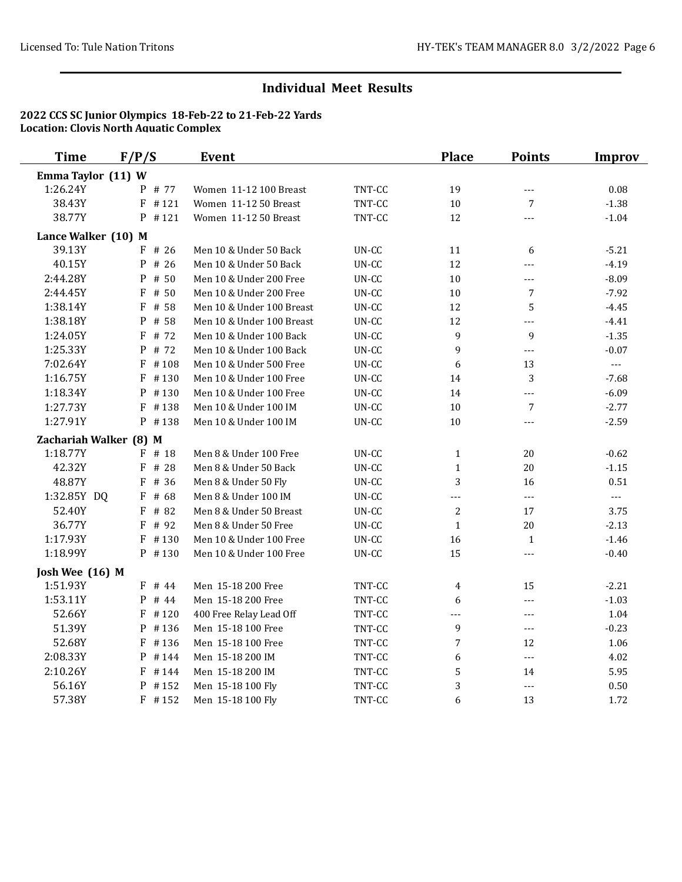## Individual Meet Results

**2022 CCS SC Junior Olympics 18-Feb-22 to 21-Feb-22 Yards**
**Location: Clovis North Aquatic Complex**

| Time | F/P/S | Event | | Place | Points | Improv |
|---|---|---|---|---|---|---|
| **Emma Taylor (11) W** | | | | | | |
| 1:26.24Y | P # 77 | Women 11-12 100 Breast | TNT-CC | 19 | --- | 0.08 |
| 38.43Y | F # 121 | Women 11-12 50 Breast | TNT-CC | 10 | 7 | -1.38 |
| 38.77Y | P # 121 | Women 11-12 50 Breast | TNT-CC | 12 | --- | -1.04 |
| **Lance Walker (10) M** | | | | | | |
| 39.13Y | F # 26 | Men 10 & Under 50 Back | UN-CC | 11 | 6 | -5.21 |
| 40.15Y | P # 26 | Men 10 & Under 50 Back | UN-CC | 12 | --- | -4.19 |
| 2:44.28Y | P # 50 | Men 10 & Under 200 Free | UN-CC | 10 | --- | -8.09 |
| 2:44.45Y | F # 50 | Men 10 & Under 200 Free | UN-CC | 10 | 7 | -7.92 |
| 1:38.14Y | F # 58 | Men 10 & Under 100 Breast | UN-CC | 12 | 5 | -4.45 |
| 1:38.18Y | P # 58 | Men 10 & Under 100 Breast | UN-CC | 12 | --- | -4.41 |
| 1:24.05Y | F # 72 | Men 10 & Under 100 Back | UN-CC | 9 | 9 | -1.35 |
| 1:25.33Y | P # 72 | Men 10 & Under 100 Back | UN-CC | 9 | --- | -0.07 |
| 7:02.64Y | F # 108 | Men 10 & Under 500 Free | UN-CC | 6 | 13 | --- |
| 1:16.75Y | F # 130 | Men 10 & Under 100 Free | UN-CC | 14 | 3 | -7.68 |
| 1:18.34Y | P # 130 | Men 10 & Under 100 Free | UN-CC | 14 | --- | -6.09 |
| 1:27.73Y | F # 138 | Men 10 & Under 100 IM | UN-CC | 10 | 7 | -2.77 |
| 1:27.91Y | P # 138 | Men 10 & Under 100 IM | UN-CC | 10 | --- | -2.59 |
| **Zachariah Walker (8) M** | | | | | | |
| 1:18.77Y | F # 18 | Men 8 & Under 100 Free | UN-CC | 1 | 20 | -0.62 |
| 42.32Y | F # 28 | Men 8 & Under 50 Back | UN-CC | 1 | 20 | -1.15 |
| 48.87Y | F # 36 | Men 8 & Under 50 Fly | UN-CC | 3 | 16 | 0.51 |
| 1:32.85Y DQ | F # 68 | Men 8 & Under 100 IM | UN-CC | --- | --- | --- |
| 52.40Y | F # 82 | Men 8 & Under 50 Breast | UN-CC | 2 | 17 | 3.75 |
| 36.77Y | F # 92 | Men 8 & Under 50 Free | UN-CC | 1 | 20 | -2.13 |
| 1:17.93Y | F # 130 | Men 10 & Under 100 Free | UN-CC | 16 | 1 | -1.46 |
| 1:18.99Y | P # 130 | Men 10 & Under 100 Free | UN-CC | 15 | --- | -0.40 |
| **Josh Wee (16) M** | | | | | | |
| 1:51.93Y | F # 44 | Men 15-18 200 Free | TNT-CC | 4 | 15 | -2.21 |
| 1:53.11Y | P # 44 | Men 15-18 200 Free | TNT-CC | 6 | --- | -1.03 |
| 52.66Y | F # 120 | 400 Free Relay Lead Off | TNT-CC | --- | --- | 1.04 |
| 51.39Y | P # 136 | Men 15-18 100 Free | TNT-CC | 9 | --- | -0.23 |
| 52.68Y | F # 136 | Men 15-18 100 Free | TNT-CC | 7 | 12 | 1.06 |
| 2:08.33Y | P # 144 | Men 15-18 200 IM | TNT-CC | 6 | --- | 4.02 |
| 2:10.26Y | F # 144 | Men 15-18 200 IM | TNT-CC | 5 | 14 | 5.95 |
| 56.16Y | P # 152 | Men 15-18 100 Fly | TNT-CC | 3 | --- | 0.50 |
| 57.38Y | F # 152 | Men 15-18 100 Fly | TNT-CC | 6 | 13 | 1.72 |